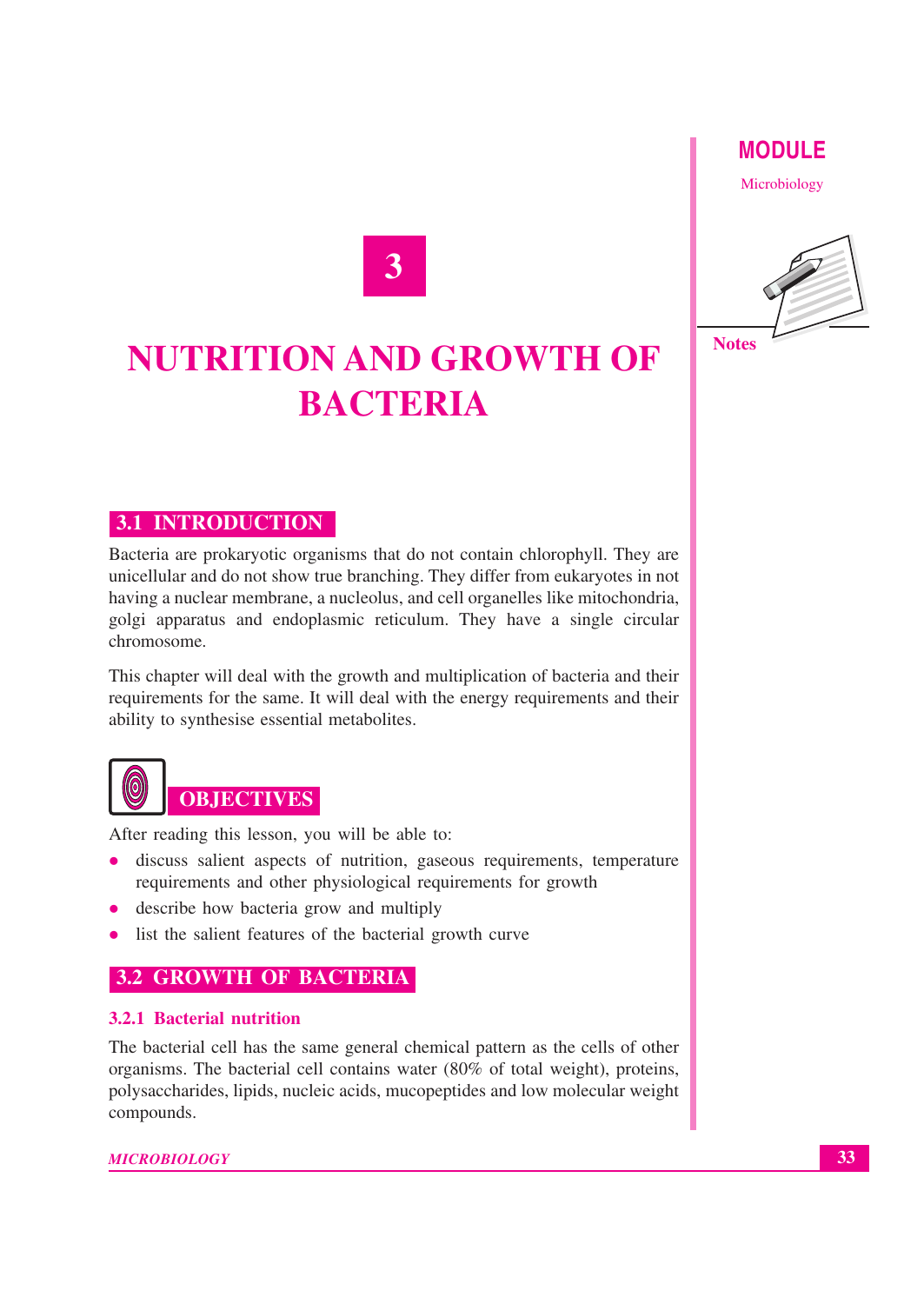# 3

# NUTRITION AND GROWTH OF BACTERIA

## 3.1 INTRODUCTION

Bacteria are prokaryotic organisms that do not contain chlorophyll. They are unicellular and do not show true branching. They differ from eukaryotes in not having a nuclear membrane, a nucleolus, and cell organelles like mitochondria, golgi apparatus and endoplasmic reticulum. They have a single circular chromosome.

This chapter will deal with the growth and multiplication of bacteria and their requirements for the same. It will deal with the energy requirements and their ability to synthesise essential metabolites.

## OBJECTIVES

After reading this lesson, you will be able to:

- discuss salient aspects of nutrition, gaseous requirements, temperature requirements and other physiological requirements for growth
- describe how bacteria grow and multiply
- list the salient features of the bacterial growth curve

## 3.2 GROWTH OF BACTERIA

### 3.2.1 Bacterial nutrition

The bacterial cell has the same general chemical pattern as the cells of other organisms. The bacterial cell contains water (80% of total weight), proteins, polysaccharides, lipids, nucleic acids, mucopeptides and low molecular weight compounds.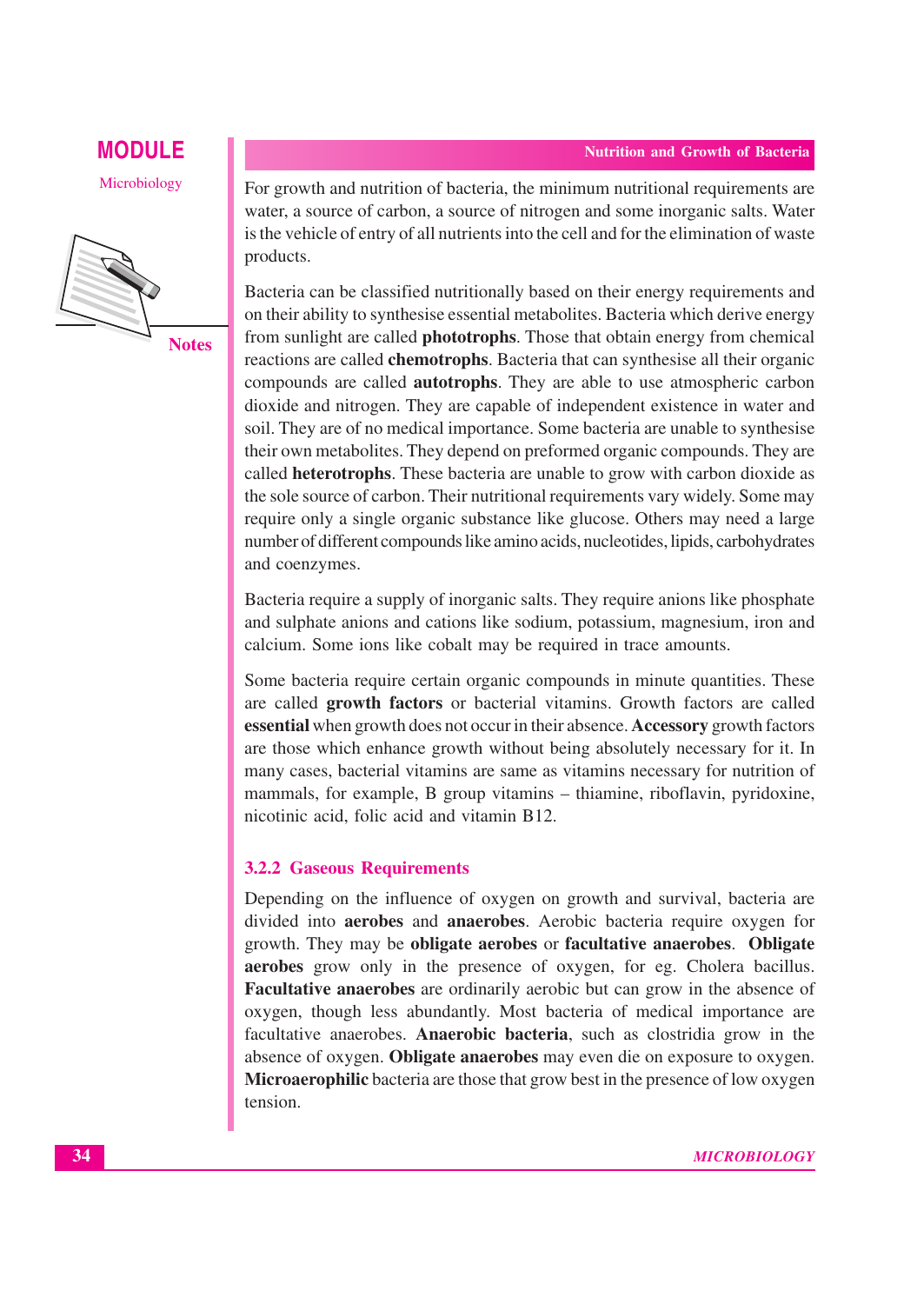For growth and nutrition of bacteria, the minimum nutritional requirements are water, a source of carbon, a source of nitrogen and some inorganic salts. Water is the vehicle of entry of all nutrients into the cell and for the elimination of waste products.

Bacteria can be classified nutritionally based on their energy requirements and on their ability to synthesise essential metabolites. Bacteria which derive energy from sunlight are called **phototrophs**. Those that obtain energy from chemical reactions are called **chemotrophs**. Bacteria that can synthesise all their organic compounds are called **autotrophs**. They are able to use atmospheric carbon dioxide and nitrogen. They are capable of independent existence in water and soil. They are of no medical importance. Some bacteria are unable to synthesise their own metabolites. They depend on preformed organic compounds. They are called **heterotrophs**. These bacteria are unable to grow with carbon dioxide as the sole source of carbon. Their nutritional requirements vary widely. Some may require only a single organic substance like glucose. Others may need a large number of different compounds like amino acids, nucleotides, lipids, carbohydrates and coenzymes.

Bacteria require a supply of inorganic salts. They require anions like phosphate and sulphate anions and cations like sodium, potassium, magnesium, iron and calcium. Some ions like cobalt may be required in trace amounts.

Some bacteria require certain organic compounds in minute quantities. These are called **growth factors** or bacterial vitamins. Growth factors are called **essential** when growth does not occur in their absence. **Accessory** growth factors are those which enhance growth without being absolutely necessary for it. In many cases, bacterial vitamins are same as vitamins necessary for nutrition of mammals, for example, B group vitamins – thiamine, riboflavin, pyridoxine, nicotinic acid, folic acid and vitamin B12.

### 3.2.2 Gaseous Requirements

Depending on the influence of oxygen on growth and survival, bacteria are divided into **aerobes** and **anaerobes**. Aerobic bacteria require oxygen for growth. They may be **obligate aerobes** or **facultative anaerobes**. **Obligate aerobes** grow only in the presence of oxygen, for eg. Cholera bacillus. **Facultative anaerobes** are ordinarily aerobic but can grow in the absence of oxygen, though less abundantly. Most bacteria of medical importance are facultative anaerobes. **Anaerobic bacteria**, such as clostridia grow in the absence of oxygen. **Obligate anaerobes** may even die on exposure to oxygen. **Microaerophilic** bacteria are those that grow best in the presence of low oxygen tension.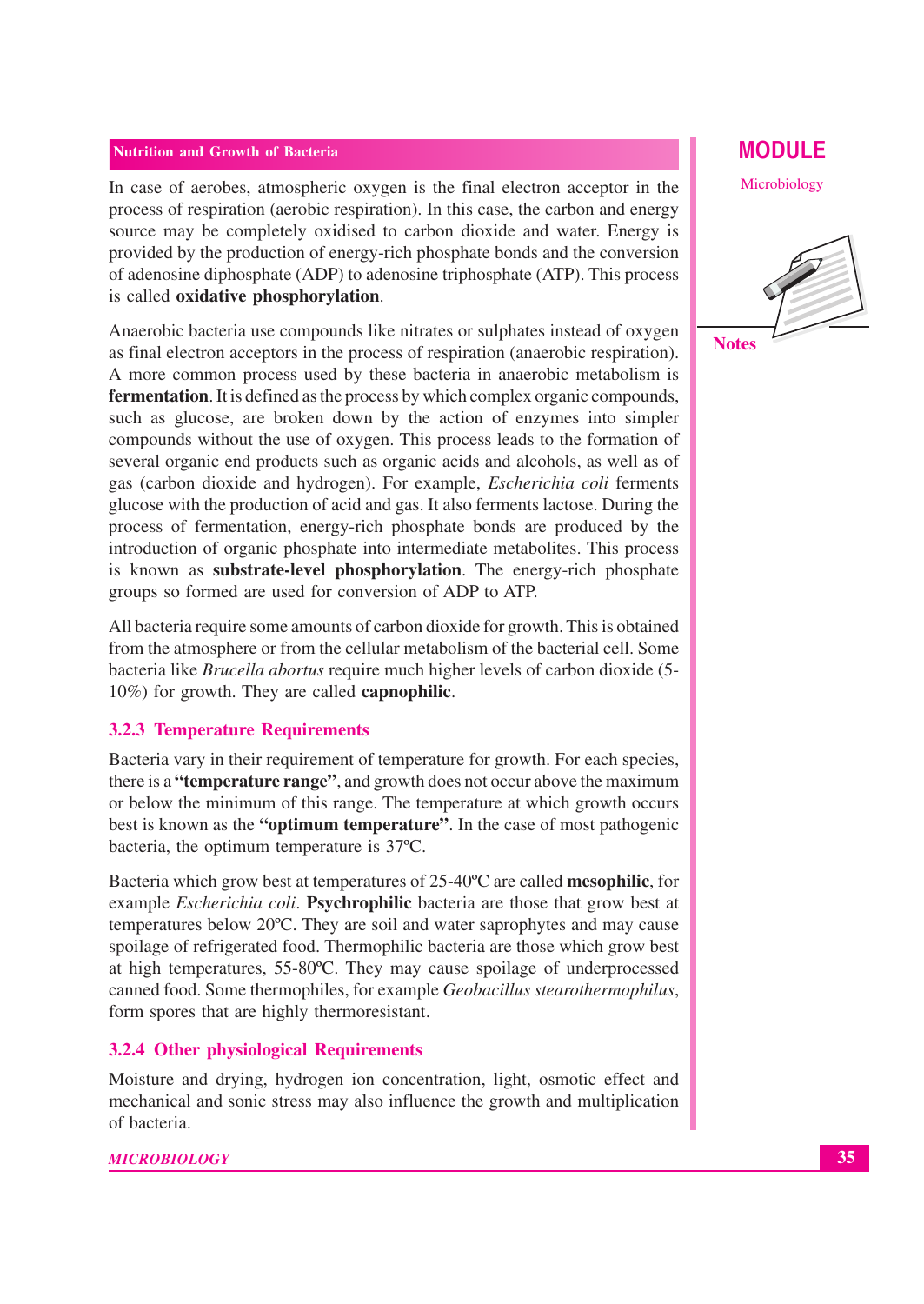In case of aerobes, atmospheric oxygen is the final electron acceptor in the process of respiration (aerobic respiration). In this case, the carbon and energy source may be completely oxidised to carbon dioxide and water. Energy is provided by the production of energy-rich phosphate bonds and the conversion of adenosine diphosphate (ADP) to adenosine triphosphate (ATP). This process is called **oxidative phosphorylation**.

Anaerobic bacteria use compounds like nitrates or sulphates instead of oxygen as final electron acceptors in the process of respiration (anaerobic respiration). A more common process used by these bacteria in anaerobic metabolism is **fermentation**. It is defined as the process by which complex organic compounds, such as glucose, are broken down by the action of enzymes into simpler compounds without the use of oxygen. This process leads to the formation of several organic end products such as organic acids and alcohols, as well as of gas (carbon dioxide and hydrogen). For example, *Escherichia coli* ferments glucose with the production of acid and gas. It also ferments lactose. During the process of fermentation, energy-rich phosphate bonds are produced by the introduction of organic phosphate into intermediate metabolites. This process is known as **substrate-level phosphorylation**. The energy-rich phosphate groups so formed are used for conversion of ADP to ATP.

All bacteria require some amounts of carbon dioxide for growth. This is obtained from the atmosphere or from the cellular metabolism of the bacterial cell. Some bacteria like *Brucella abortus* require much higher levels of carbon dioxide (5-10%) for growth. They are called **capnophilic**.

### 3.2.3 Temperature Requirements

Bacteria vary in their requirement of temperature for growth. For each species, there is a **"temperature range"**, and growth does not occur above the maximum or below the minimum of this range. The temperature at which growth occurs best is known as the **"optimum temperature"**. In the case of most pathogenic bacteria, the optimum temperature is 37ºC.

Bacteria which grow best at temperatures of 25-40ºC are called **mesophilic**, for example *Escherichia coli*. **Psychrophilic** bacteria are those that grow best at temperatures below 20ºC. They are soil and water saprophytes and may cause spoilage of refrigerated food. Thermophilic bacteria are those which grow best at high temperatures, 55-80ºC. They may cause spoilage of underprocessed canned food. Some thermophiles, for example *Geobacillus stearothermophilus*, form spores that are highly thermoresistant.

### 3.2.4 Other physiological Requirements

Moisture and drying, hydrogen ion concentration, light, osmotic effect and mechanical and sonic stress may also influence the growth and multiplication of bacteria.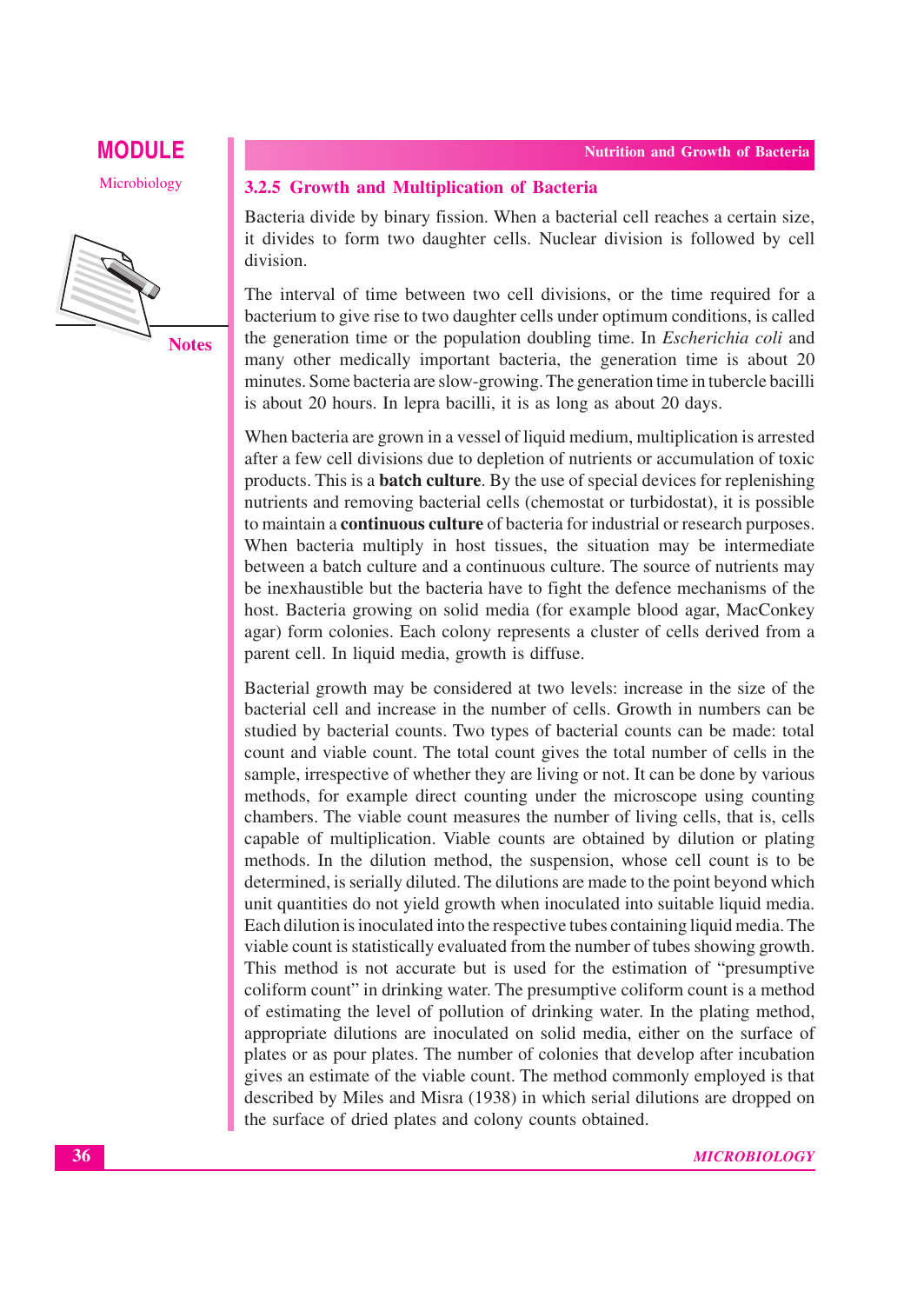### 3.2.5 Growth and Multiplication of Bacteria

Bacteria divide by binary fission. When a bacterial cell reaches a certain size, it divides to form two daughter cells. Nuclear division is followed by cell division.

The interval of time between two cell divisions, or the time required for a bacterium to give rise to two daughter cells under optimum conditions, is called the generation time or the population doubling time. In *Escherichia coli* and many other medically important bacteria, the generation time is about 20 minutes. Some bacteria are slow-growing. The generation time in tubercle bacilli is about 20 hours. In lepra bacilli, it is as long as about 20 days.

When bacteria are grown in a vessel of liquid medium, multiplication is arrested after a few cell divisions due to depletion of nutrients or accumulation of toxic products. This is a **batch culture**. By the use of special devices for replenishing nutrients and removing bacterial cells (chemostat or turbidostat), it is possible to maintain a **continuous culture** of bacteria for industrial or research purposes. When bacteria multiply in host tissues, the situation may be intermediate between a batch culture and a continuous culture. The source of nutrients may be inexhaustible but the bacteria have to fight the defence mechanisms of the host. Bacteria growing on solid media (for example blood agar, MacConkey agar) form colonies. Each colony represents a cluster of cells derived from a parent cell. In liquid media, growth is diffuse.

Bacterial growth may be considered at two levels: increase in the size of the bacterial cell and increase in the number of cells. Growth in numbers can be studied by bacterial counts. Two types of bacterial counts can be made: total count and viable count. The total count gives the total number of cells in the sample, irrespective of whether they are living or not. It can be done by various methods, for example direct counting under the microscope using counting chambers. The viable count measures the number of living cells, that is, cells capable of multiplication. Viable counts are obtained by dilution or plating methods. In the dilution method, the suspension, whose cell count is to be determined, is serially diluted. The dilutions are made to the point beyond which unit quantities do not yield growth when inoculated into suitable liquid media. Each dilution is inoculated into the respective tubes containing liquid media. The viable count is statistically evaluated from the number of tubes showing growth. This method is not accurate but is used for the estimation of "presumptive coliform count" in drinking water. The presumptive coliform count is a method of estimating the level of pollution of drinking water. In the plating method, appropriate dilutions are inoculated on solid media, either on the surface of plates or as pour plates. The number of colonies that develop after incubation gives an estimate of the viable count. The method commonly employed is that described by Miles and Misra (1938) in which serial dilutions are dropped on the surface of dried plates and colony counts obtained.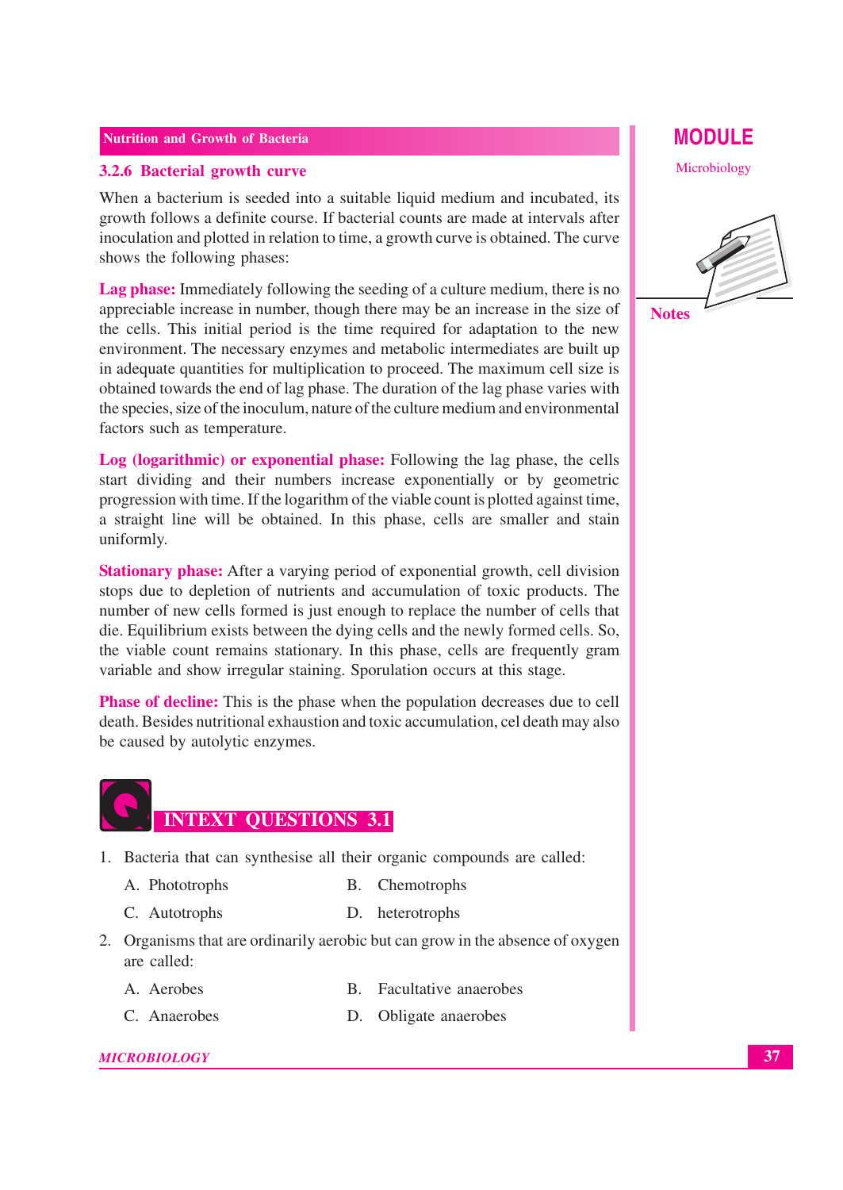### 3.2.6 Bacterial growth curve

When a bacterium is seeded into a suitable liquid medium and incubated, its growth follows a definite course. If bacterial counts are made at intervals after inoculation and plotted in relation to time, a growth curve is obtained. The curve shows the following phases:

**Lag phase:** Immediately following the seeding of a culture medium, there is no appreciable increase in number, though there may be an increase in the size of the cells. This initial period is the time required for adaptation to the new environment. The necessary enzymes and metabolic intermediates are built up in adequate quantities for multiplication to proceed. The maximum cell size is obtained towards the end of lag phase. The duration of the lag phase varies with the species, size of the inoculum, nature of the culture medium and environmental factors such as temperature.

**Log (logarithmic) or exponential phase:** Following the lag phase, the cells start dividing and their numbers increase exponentially or by geometric progression with time. If the logarithm of the viable count is plotted against time, a straight line will be obtained. In this phase, cells are smaller and stain uniformly.

**Stationary phase:** After a varying period of exponential growth, cell division stops due to depletion of nutrients and accumulation of toxic products. The number of new cells formed is just enough to replace the number of cells that die. Equilibrium exists between the dying cells and the newly formed cells. So, the viable count remains stationary. In this phase, cells are frequently gram variable and show irregular staining. Sporulation occurs at this stage.

**Phase of decline:** This is the phase when the population decreases due to cell death. Besides nutritional exhaustion and toxic accumulation, cel death may also be caused by autolytic enzymes.

## INTEXT QUESTIONS 3.1

1. Bacteria that can synthesise all their organic compounds are called:

   A. Phototrophs  
   B. Chemotrophs  
   C. Autotrophs  
   D. heterotrophs

2. Organisms that are ordinarily aerobic but can grow in the absence of oxygen are called:

   A. Aerobes  
   B. Facultative anaerobes  
   C. Anaerobes  
   D. Obligate anaerobes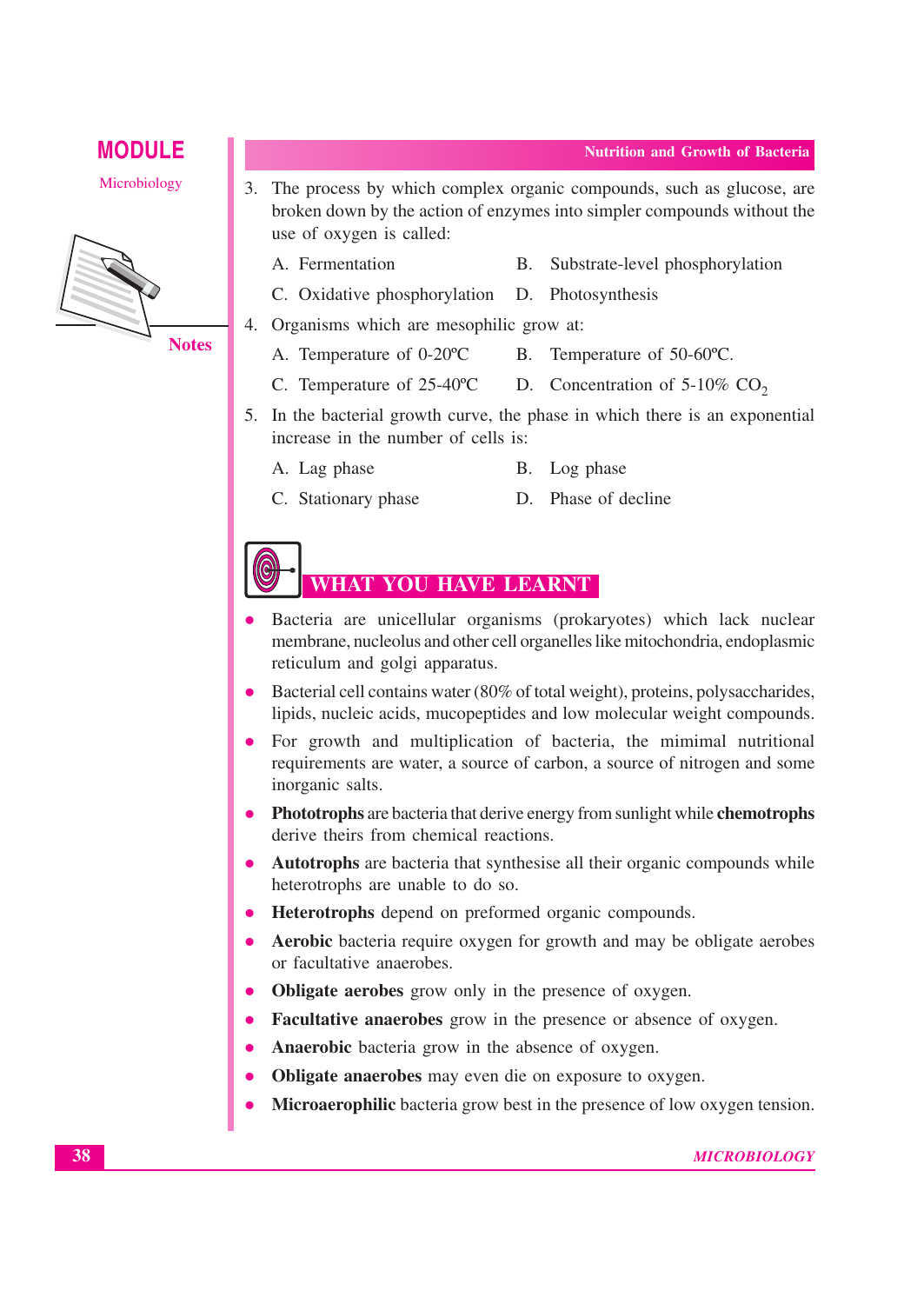3. The process by which complex organic compounds, such as glucose, are broken down by the action of enzymes into simpler compounds without the use of oxygen is called:

   A. Fermentation
   B. Substrate-level phosphorylation
   C. Oxidative phosphorylation
   D. Photosynthesis

4. Organisms which are mesophilic grow at:

   A. Temperature of 0-20ºC
   B. Temperature of 50-60ºC.
   C. Temperature of 25-40ºC
   D. Concentration of 5-10% $CO_2$

5. In the bacterial growth curve, the phase in which there is an exponential increase in the number of cells is:

   A. Lag phase
   B. Log phase
   C. Stationary phase
   D. Phase of decline

## WHAT YOU HAVE LEARNT

- Bacteria are unicellular organisms (prokaryotes) which lack nuclear membrane, nucleolus and other cell organelles like mitochondria, endoplasmic reticulum and golgi apparatus.
- Bacterial cell contains water (80% of total weight), proteins, polysaccharides, lipids, nucleic acids, mucopeptides and low molecular weight compounds.
- For growth and multiplication of bacteria, the mimimal nutritional requirements are water, a source of carbon, a source of nitrogen and some inorganic salts.
- **Phototrophs** are bacteria that derive energy from sunlight while **chemotrophs** derive theirs from chemical reactions.
- **Autotrophs** are bacteria that synthesise all their organic compounds while heterotrophs are unable to do so.
- **Heterotrophs** depend on preformed organic compounds.
- **Aerobic** bacteria require oxygen for growth and may be obligate aerobes or facultative anaerobes.
- **Obligate aerobes** grow only in the presence of oxygen.
- **Facultative anaerobes** grow in the presence or absence of oxygen.
- **Anaerobic** bacteria grow in the absence of oxygen.
- **Obligate anaerobes** may even die on exposure to oxygen.
- **Microaerophilic** bacteria grow best in the presence of low oxygen tension.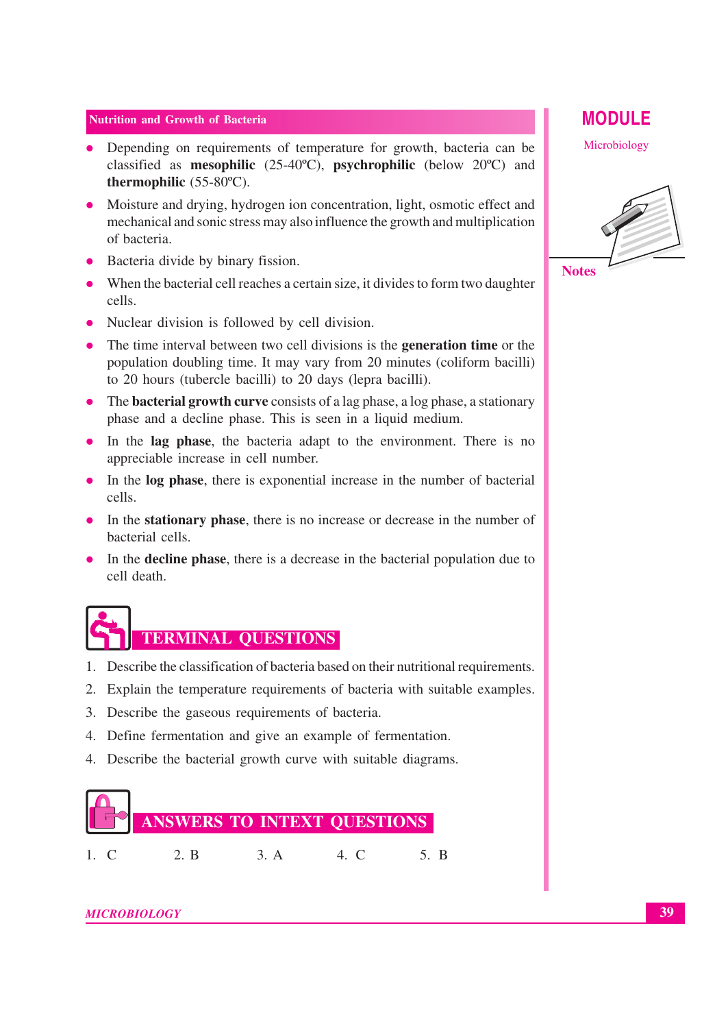- Depending on requirements of temperature for growth, bacteria can be classified as **mesophilic** (25-40ºC), **psychrophilic** (below 20ºC) and **thermophilic** (55-80ºC).
- Moisture and drying, hydrogen ion concentration, light, osmotic effect and mechanical and sonic stress may also influence the growth and multiplication of bacteria.
- Bacteria divide by binary fission.
- When the bacterial cell reaches a certain size, it divides to form two daughter cells.
- Nuclear division is followed by cell division.
- The time interval between two cell divisions is the **generation time** or the population doubling time. It may vary from 20 minutes (coliform bacilli) to 20 hours (tubercle bacilli) to 20 days (lepra bacilli).
- The **bacterial growth curve** consists of a lag phase, a log phase, a stationary phase and a decline phase. This is seen in a liquid medium.
- In the **lag phase**, the bacteria adapt to the environment. There is no appreciable increase in cell number.
- In the **log phase**, there is exponential increase in the number of bacterial cells.
- In the **stationary phase**, there is no increase or decrease in the number of bacterial cells.
- In the **decline phase**, there is a decrease in the bacterial population due to cell death.

## TERMINAL QUESTIONS

1. Describe the classification of bacteria based on their nutritional requirements.
2. Explain the temperature requirements of bacteria with suitable examples.
3. Describe the gaseous requirements of bacteria.
4. Define fermentation and give an example of fermentation.
4. Describe the bacterial growth curve with suitable diagrams.

## ANSWERS TO INTEXT QUESTIONS

1. C   2. B   3. A   4. C   5. B